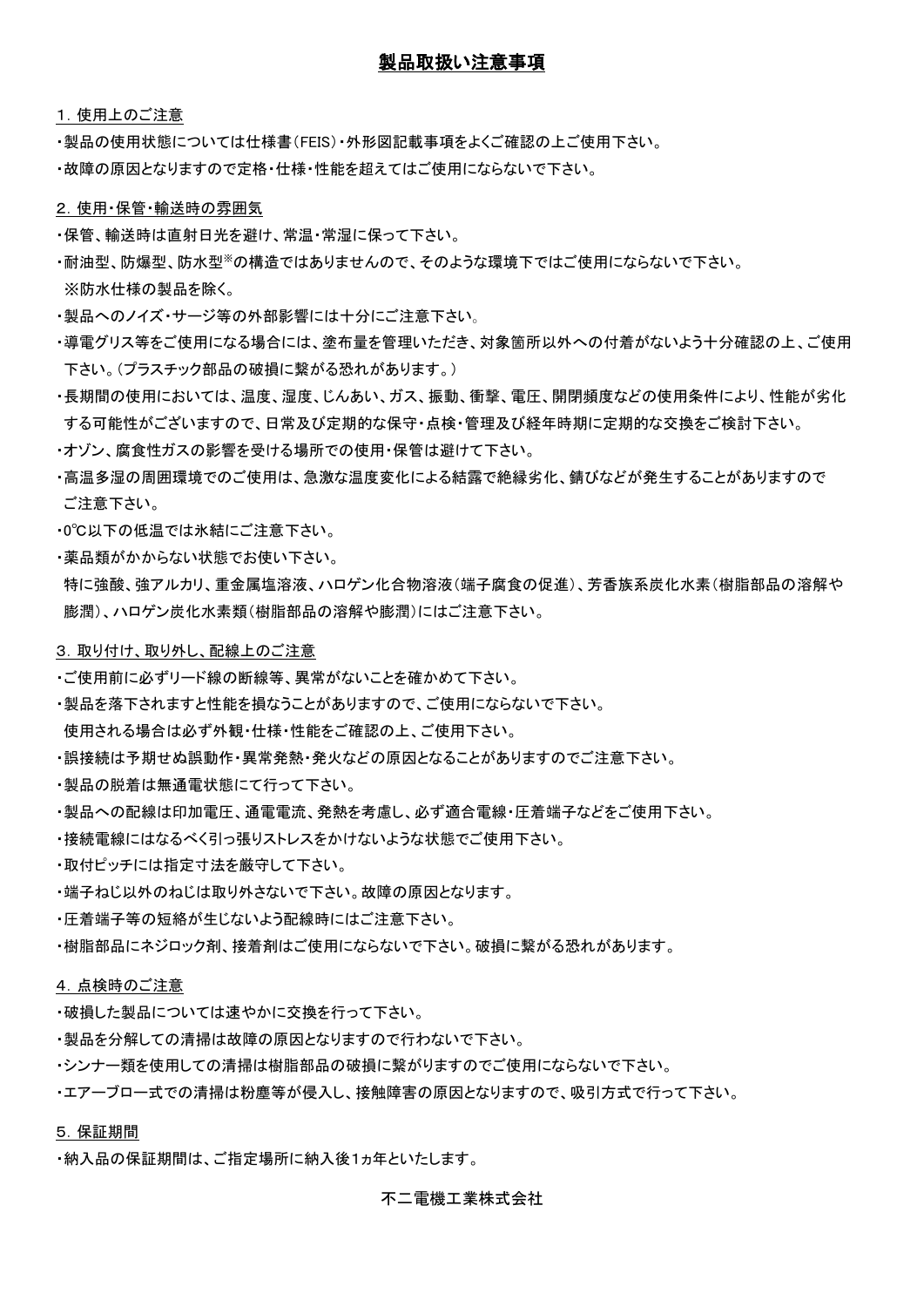# 製品取扱い注意事項

## 1. 使用上のご注意

・製品の使用状態については仕様書(FEIS)・外形図記載事項をよくご確認の上ご使用下さい。

・故障の原因となりますので定格・仕様・性能を超えてはご使用にならないで下さい。

## 2. 使用・保管・輸送時の雰囲気

・保管、輸送時は直射日光を避け、常温・常湿に保って下さい。

・耐油型、防爆型、防水型※の構造ではありませんので、そのような環境下ではご使用にならないで下さい。
 ※防水仕様の製品を除く。

・製品へのノイズ・サージ等の外部影響には十分にご注意下さい。

・導電グリス等をご使用になる場合には、塗布量を管理いただき、対象箇所以外への付着がないよう十分確認の上、ご使用下さい。(プラスチック部品の破損に繋がる恐れがあります。)

・長期間の使用においては、温度、湿度、じんあい、ガス、振動、衝撃、電圧、開閉頻度などの使用条件により、性能が劣化する可能性がございますので、日常及び定期的な保守・点検・管理及び経年時期に定期的な交換をご検討下さい。

・オゾン、腐食性ガスの影響を受ける場所での使用・保管は避けて下さい。

・高温多湿の周囲環境でのご使用は、急激な温度変化による結露で絶縁劣化、錆びなどが発生することがありますのでご注意下さい。

・0℃以下の低温では氷結にご注意下さい。

・薬品類がかからない状態でお使い下さい。
 特に強酸、強アルカリ、重金属塩溶液、ハロゲン化合物溶液(端子腐食の促進)、芳香族系炭化水素(樹脂部品の溶解や膨潤)、ハロゲン炭化水素類(樹脂部品の溶解や膨潤)にはご注意下さい。

## 3. 取り付け、取り外し、配線上のご注意

・ご使用前に必ずリード線の断線等、異常がないことを確かめて下さい。

・製品を落下されますと性能を損なうことがありますので、ご使用にならないで下さい。
 使用される場合は必ず外観・仕様・性能をご確認の上、ご使用下さい。

・誤接続は予期せぬ誤動作・異常発熱・発火などの原因となることがありますのでご注意下さい。

・製品の脱着は無通電状態にて行って下さい。

・製品への配線は印加電圧、通電電流、発熱を考慮し、必ず適合電線・圧着端子などをご使用下さい。

・接続電線にはなるべく引っ張りストレスをかけないような状態でご使用下さい。

・取付ピッチには指定寸法を厳守して下さい。

・端子ねじ以外のねじは取り外さないで下さい。故障の原因となります。

・圧着端子等の短絡が生じないよう配線時にはご注意下さい。

・樹脂部品にネジロック剤、接着剤はご使用にならないで下さい。破損に繋がる恐れがあります。

## 4. 点検時のご注意

・破損した製品については速やかに交換を行って下さい。

・製品を分解しての清掃は故障の原因となりますので行わないで下さい。

・シンナー類を使用しての清掃は樹脂部品の破損に繋がりますのでご使用にならないで下さい。

・エアーブロー式での清掃は粉塵等が侵入し、接触障害の原因となりますので、吸引方式で行って下さい。

## 5. 保証期間

・納入品の保証期間は、ご指定場所に納入後1ヵ年といたします。

不二電機工業株式会社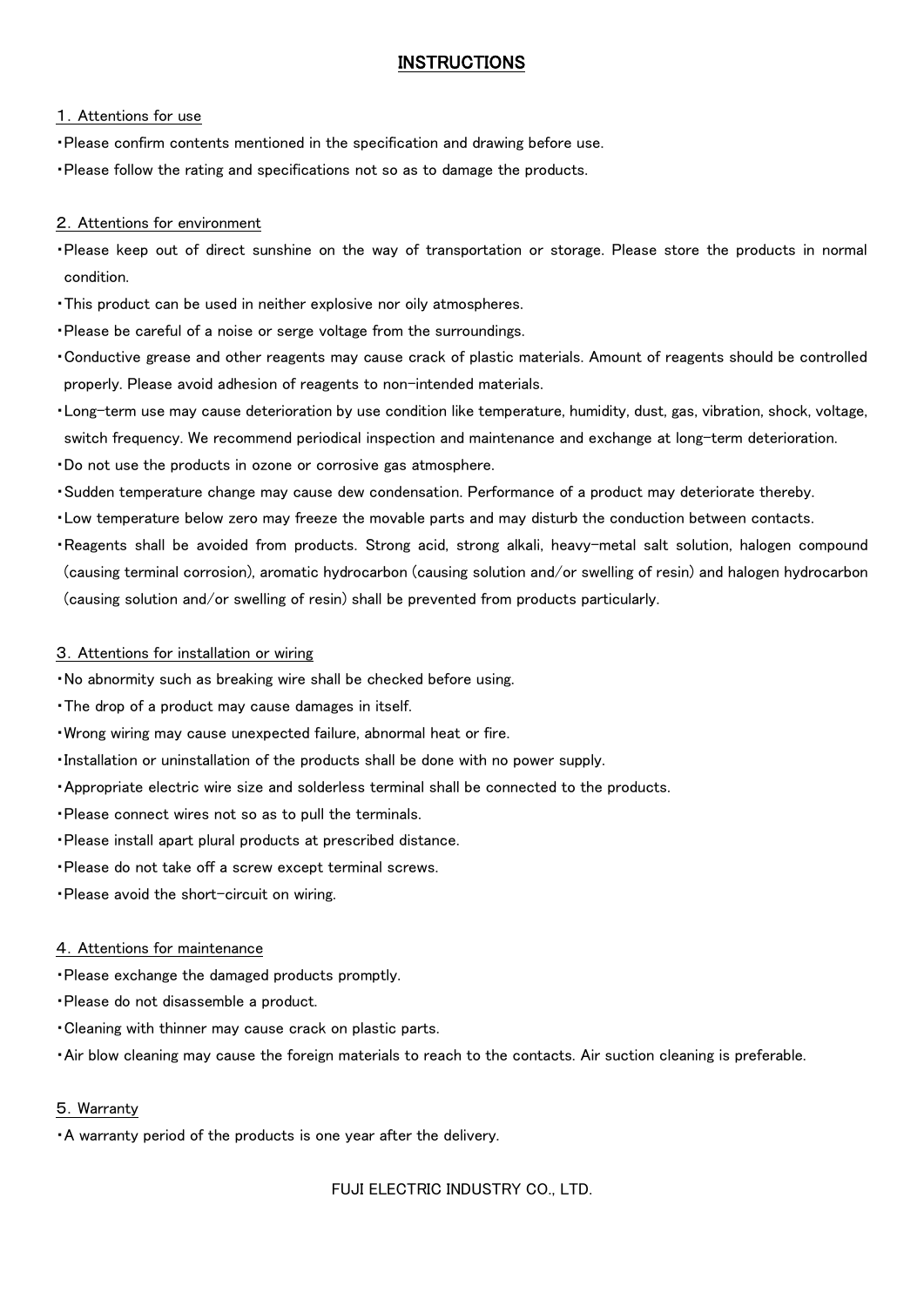# INSTRUCTIONS

## １. Attentions for use

・Please confirm contents mentioned in the specification and drawing before use.

・Please follow the rating and specifications not so as to damage the products.

## ２. Attentions for environment

・Please keep out of direct sunshine on the way of transportation or storage. Please store the products in normal condition.

・This product can be used in neither explosive nor oily atmospheres.

・Please be careful of a noise or serge voltage from the surroundings.

・Conductive grease and other reagents may cause crack of plastic materials. Amount of reagents should be controlled properly. Please avoid adhesion of reagents to non-intended materials.

・Long-term use may cause deterioration by use condition like temperature, humidity, dust, gas, vibration, shock, voltage, switch frequency. We recommend periodical inspection and maintenance and exchange at long-term deterioration.

・Do not use the products in ozone or corrosive gas atmosphere.

・Sudden temperature change may cause dew condensation. Performance of a product may deteriorate thereby.

・Low temperature below zero may freeze the movable parts and may disturb the conduction between contacts.

・Reagents shall be avoided from products. Strong acid, strong alkali, heavy-metal salt solution, halogen compound (causing terminal corrosion), aromatic hydrocarbon (causing solution and/or swelling of resin) and halogen hydrocarbon (causing solution and/or swelling of resin) shall be prevented from products particularly.

## ３. Attentions for installation or wiring

・No abnormity such as breaking wire shall be checked before using.

・The drop of a product may cause damages in itself.

・Wrong wiring may cause unexpected failure, abnormal heat or fire.

・Installation or uninstallation of the products shall be done with no power supply.

・Appropriate electric wire size and solderless terminal shall be connected to the products.

・Please connect wires not so as to pull the terminals.

・Please install apart plural products at prescribed distance.

・Please do not take off a screw except terminal screws.

・Please avoid the short-circuit on wiring.

## ４. Attentions for maintenance

・Please exchange the damaged products promptly.

・Please do not disassemble a product.

・Cleaning with thinner may cause crack on plastic parts.

・Air blow cleaning may cause the foreign materials to reach to the contacts. Air suction cleaning is preferable.

## ５. Warranty

・A warranty period of the products is one year after the delivery.

FUJI ELECTRIC INDUSTRY CO., LTD.